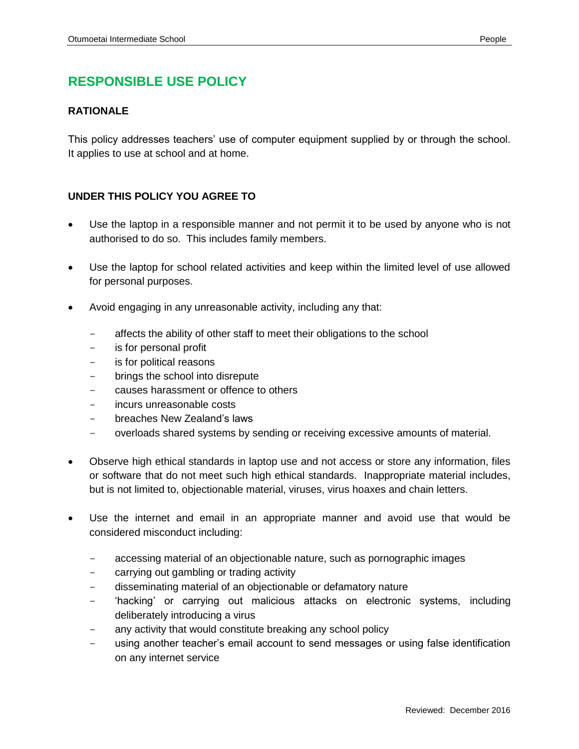# RESPONSIBLE USE POLICY

## RATIONALE

This policy addresses teachers' use of computer equipment supplied by or through the school. It applies to use at school and at home.

## UNDER THIS POLICY YOU AGREE TO

- Use the laptop in a responsible manner and not permit it to be used by anyone who is not authorised to do so. This includes family members.
- Use the laptop for school related activities and keep within the limited level of use allowed for personal purposes.
- Avoid engaging in any unreasonable activity, including any that:
  - affects the ability of other staff to meet their obligations to the school
  - is for personal profit
  - is for political reasons
  - brings the school into disrepute
  - causes harassment or offence to others
  - incurs unreasonable costs
  - breaches New Zealand's laws
  - overloads shared systems by sending or receiving excessive amounts of material.
- Observe high ethical standards in laptop use and not access or store any information, files or software that do not meet such high ethical standards. Inappropriate material includes, but is not limited to, objectionable material, viruses, virus hoaxes and chain letters.
- Use the internet and email in an appropriate manner and avoid use that would be considered misconduct including:
  - accessing material of an objectionable nature, such as pornographic images
  - carrying out gambling or trading activity
  - disseminating material of an objectionable or defamatory nature
  - 'hacking' or carrying out malicious attacks on electronic systems, including deliberately introducing a virus
  - any activity that would constitute breaking any school policy
  - using another teacher's email account to send messages or using false identification on any internet service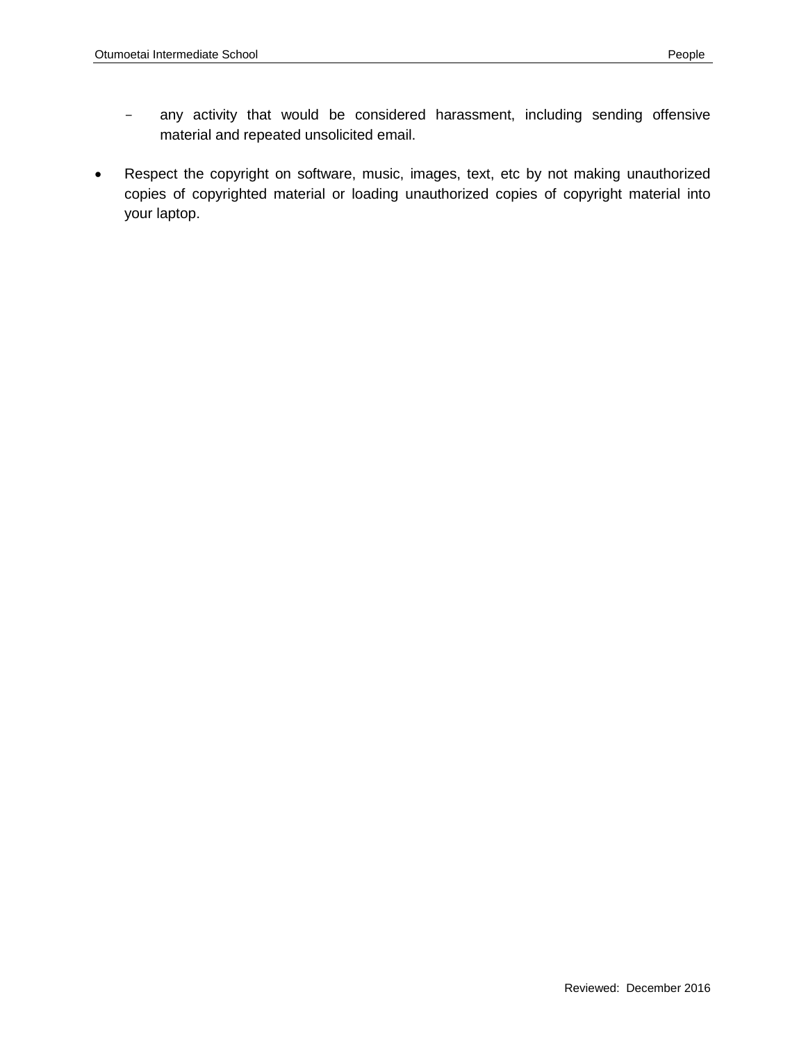- any activity that would be considered harassment, including sending offensive material and repeated unsolicited email.

- Respect the copyright on software, music, images, text, etc by not making unauthorized copies of copyrighted material or loading unauthorized copies of copyright material into your laptop.

Reviewed: December 2016